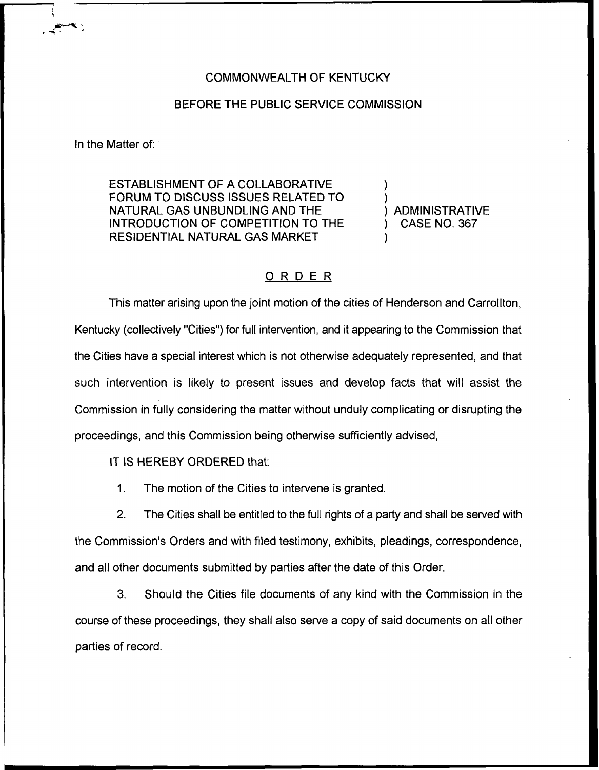COMMONWEALTH OF KENTUCKY

BEFORE THE PUBLIC SERVICE COMMISSION

In the Matter of:

| | |
|---|---|
| ESTABLISHMENT OF A COLLABORATIVE FORUM TO DISCUSS ISSUES RELATED TO NATURAL GAS UNBUNDLING AND THE INTRODUCTION OF COMPETITION TO THE RESIDENTIAL NATURAL GAS MARKET | ) ADMINISTRATIVE ) CASE NO. 367 |

## ORDER

This matter arising upon the joint motion of the cities of Henderson and Carrollton, Kentucky (collectively "Cities") for full intervention, and it appearing to the Commission that the Cities have a special interest which is not otherwise adequately represented, and that such intervention is likely to present issues and develop facts that will assist the Commission in fully considering the matter without unduly complicating or disrupting the proceedings, and this Commission being otherwise sufficiently advised,

IT IS HEREBY ORDERED that:

1. The motion of the Cities to intervene is granted.

2. The Cities shall be entitled to the full rights of a party and shall be served with the Commission's Orders and with filed testimony, exhibits, pleadings, correspondence, and all other documents submitted by parties after the date of this Order.

3. Should the Cities file documents of any kind with the Commission in the course of these proceedings, they shall also serve a copy of said documents on all other parties of record.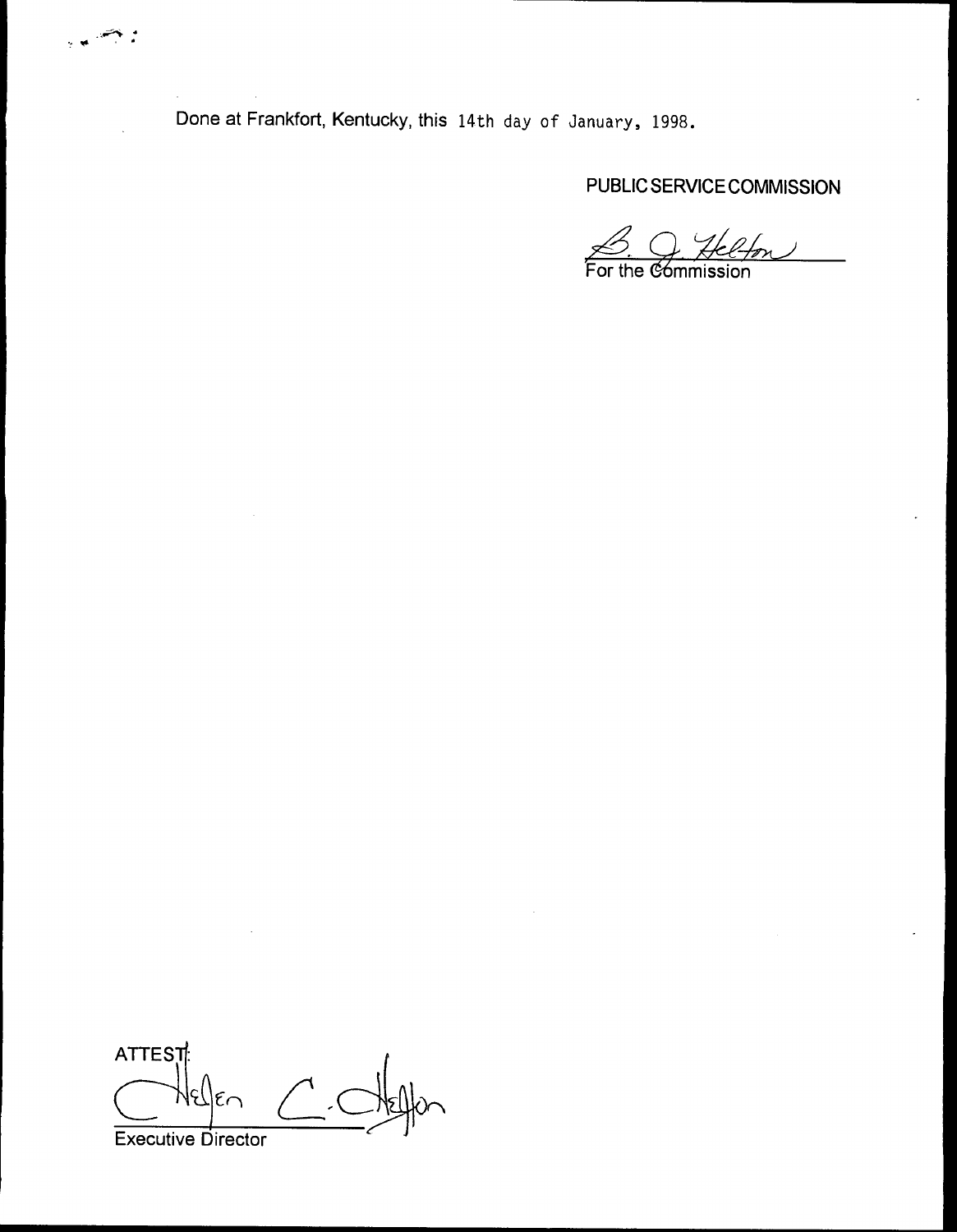Done at Frankfort, Kentucky, this 14th day of January, 1998.

PUBLIC SERVICE COMMISSION

For the Commission

ATTEST:

Executive Director